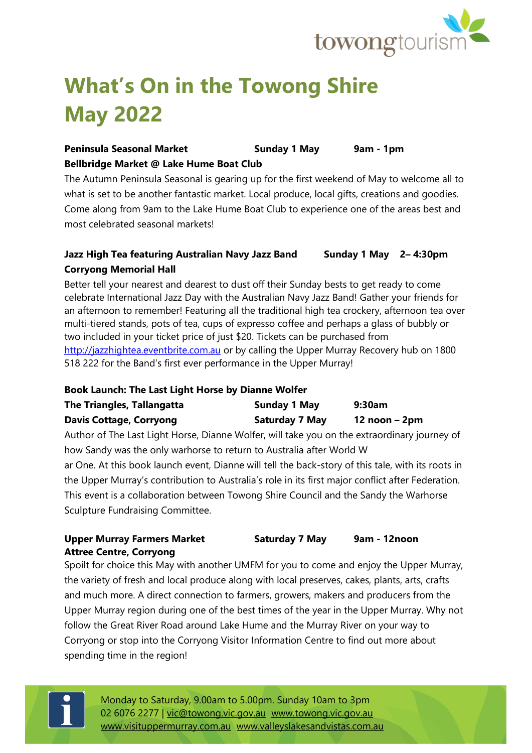# What's On in the Towong Shire May 2022

**Peninsula Seasonal Market** **Sunday 1 May** **9am - 1pm**
**Bellbridge Market @ Lake Hume Boat Club**

The Autumn Peninsula Seasonal is gearing up for the first weekend of May to welcome all to what is set to be another fantastic market. Local produce, local gifts, creations and goodies. Come along from 9am to the Lake Hume Boat Club to experience one of the areas best and most celebrated seasonal markets!

**Jazz High Tea featuring Australian Navy Jazz Band** **Sunday 1 May** **2– 4:30pm**
**Corryong Memorial Hall**

Better tell your nearest and dearest to dust off their Sunday bests to get ready to come celebrate International Jazz Day with the Australian Navy Jazz Band! Gather your friends for an afternoon to remember! Featuring all the traditional high tea crockery, afternoon tea over multi-tiered stands, pots of tea, cups of expresso coffee and perhaps a glass of bubbly or two included in your ticket price of just $20. Tickets can be purchased from http://jazzhightea.eventbrite.com.au or by calling the Upper Murray Recovery hub on 1800 518 222 for the Band's first ever performance in the Upper Murray!

**Book Launch: The Last Light Horse by Dianne Wolfer**
**The Triangles, Tallangatta** **Sunday 1 May** **9:30am**
**Davis Cottage, Corryong** **Saturday 7 May** **12 noon – 2pm**

Author of The Last Light Horse, Dianne Wolfer, will take you on the extraordinary journey of how Sandy was the only warhorse to return to Australia after World War One. At this book launch event, Dianne will tell the back-story of this tale, with its roots in the Upper Murray's contribution to Australia's role in its first major conflict after Federation. This event is a collaboration between Towong Shire Council and the Sandy the Warhorse Sculpture Fundraising Committee.

**Upper Murray Farmers Market** **Saturday 7 May** **9am - 12noon**
**Attree Centre, Corryong**

Spoilt for choice this May with another UMFM for you to come and enjoy the Upper Murray, the variety of fresh and local produce along with local preserves, cakes, plants, arts, crafts and much more. A direct connection to farmers, growers, makers and producers from the Upper Murray region during one of the best times of the year in the Upper Murray. Why not follow the Great River Road around Lake Hume and the Murray River on your way to Corryong or stop into the Corryong Visitor Information Centre to find out more about spending time in the region!

Monday to Saturday, 9.00am to 5.00pm. Sunday 10am to 3pm
02 6076 2277 | vic@towong.vic.gov.au www.towong.vic.gov.au
www.visituppermurray.com.au www.valleyslakesandvistas.com.au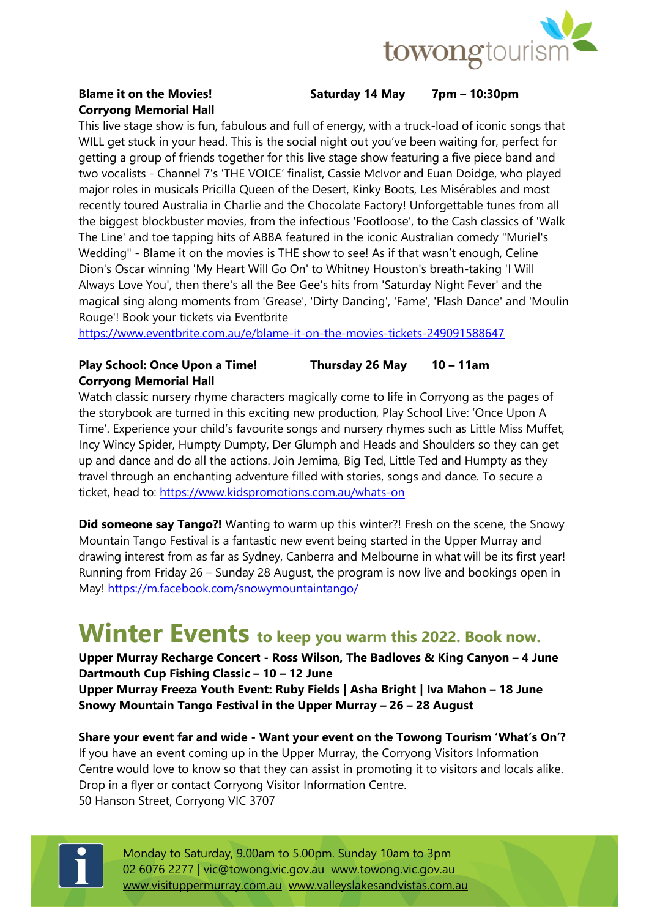**Blame it on the Movies!** **Saturday 14 May** **7pm – 10:30pm**
**Corryong Memorial Hall**

This live stage show is fun, fabulous and full of energy, with a truck-load of iconic songs that WILL get stuck in your head. This is the social night out you've been waiting for, perfect for getting a group of friends together for this live stage show featuring a five piece band and two vocalists - Channel 7's 'THE VOICE' finalist, Cassie McIvor and Euan Doidge, who played major roles in musicals Pricilla Queen of the Desert, Kinky Boots, Les Misérables and most recently toured Australia in Charlie and the Chocolate Factory! Unforgettable tunes from all the biggest blockbuster movies, from the infectious 'Footloose', to the Cash classics of 'Walk The Line' and toe tapping hits of ABBA featured in the iconic Australian comedy "Muriel's Wedding" - Blame it on the movies is THE show to see! As if that wasn't enough, Celine Dion's Oscar winning 'My Heart Will Go On' to Whitney Houston's breath-taking 'I Will Always Love You', then there's all the Bee Gee's hits from 'Saturday Night Fever' and the magical sing along moments from 'Grease', 'Dirty Dancing', 'Fame', 'Flash Dance' and 'Moulin Rouge'! Book your tickets via Eventbrite
https://www.eventbrite.com.au/e/blame-it-on-the-movies-tickets-249091588647

**Play School: Once Upon a Time!** **Thursday 26 May** **10 – 11am**
**Corryong Memorial Hall**

Watch classic nursery rhyme characters magically come to life in Corryong as the pages of the storybook are turned in this exciting new production, Play School Live: 'Once Upon A Time'. Experience your child's favourite songs and nursery rhymes such as Little Miss Muffet, Incy Wincy Spider, Humpty Dumpty, Der Glumph and Heads and Shoulders so they can get up and dance and do all the actions. Join Jemima, Big Ted, Little Ted and Humpty as they travel through an enchanting adventure filled with stories, songs and dance. To secure a ticket, head to: https://www.kidspromotions.com.au/whats-on

**Did someone say Tango?!** Wanting to warm up this winter?! Fresh on the scene, the Snowy Mountain Tango Festival is a fantastic new event being started in the Upper Murray and drawing interest from as far as Sydney, Canberra and Melbourne in what will be its first year! Running from Friday 26 – Sunday 28 August, the program is now live and bookings open in May! https://m.facebook.com/snowymountaintango/

# Winter Events to keep you warm this 2022. Book now.

**Upper Murray Recharge Concert - Ross Wilson, The Badloves & King Canyon – 4 June**
**Dartmouth Cup Fishing Classic – 10 – 12 June**
**Upper Murray Freeza Youth Event: Ruby Fields | Asha Bright | Iva Mahon – 18 June**
**Snowy Mountain Tango Festival in the Upper Murray – 26 – 28 August**

**Share your event far and wide - Want your event on the Towong Tourism 'What's On'?**
If you have an event coming up in the Upper Murray, the Corryong Visitors Information Centre would love to know so that they can assist in promoting it to visitors and locals alike. Drop in a flyer or contact Corryong Visitor Information Centre.
50 Hanson Street, Corryong VIC 3707

Monday to Saturday, 9.00am to 5.00pm. Sunday 10am to 3pm
02 6076 2277 | vic@towong.vic.gov.au www.towong.vic.gov.au
www.visituppermurray.com.au www.valleyslakesandvistas.com.au